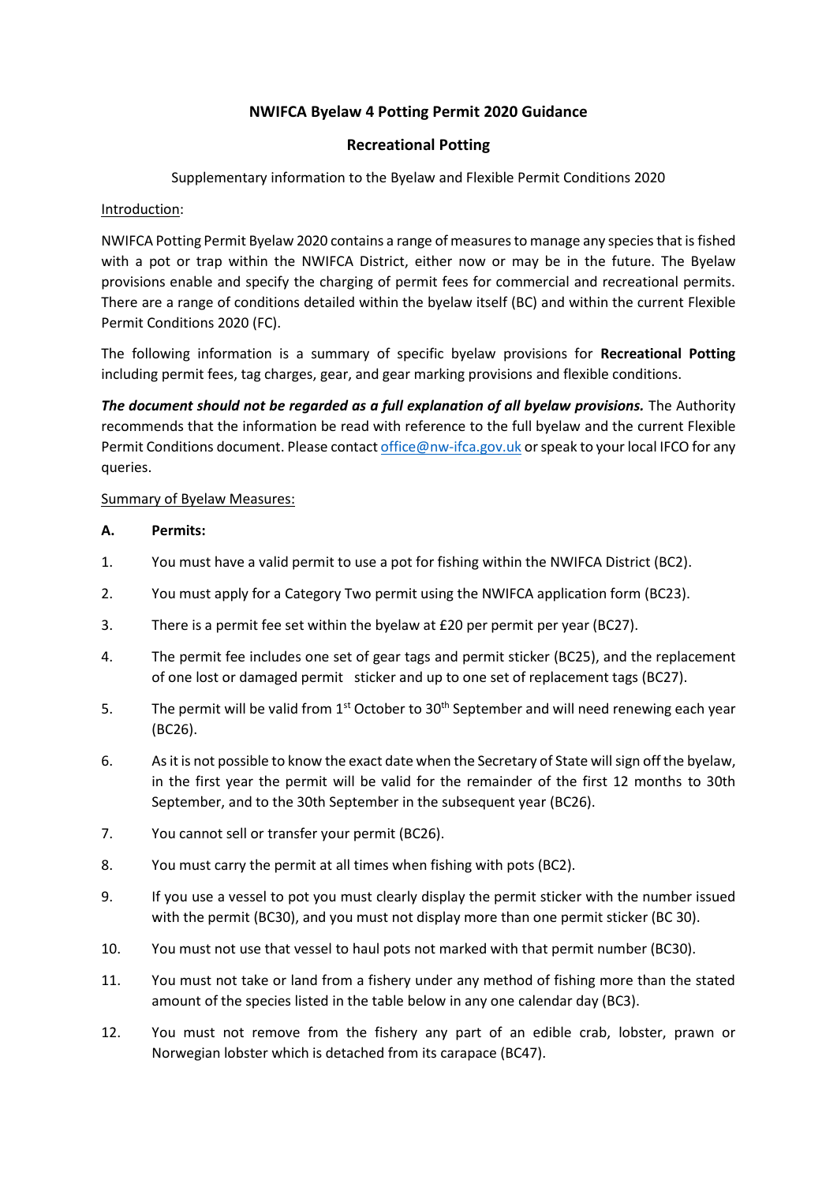# NWIFCA Byelaw 4 Potting Permit 2020 Guidance

## Recreational Potting

Supplementary information to the Byelaw and Flexible Permit Conditions 2020

<u>Introduction</u>:

NWIFCA Potting Permit Byelaw 2020 contains a range of measures to manage any species that is fished with a pot or trap within the NWIFCA District, either now or may be in the future. The Byelaw provisions enable and specify the charging of permit fees for commercial and recreational permits. There are a range of conditions detailed within the byelaw itself (BC) and within the current Flexible Permit Conditions 2020 (FC).

The following information is a summary of specific byelaw provisions for **Recreational Potting** including permit fees, tag charges, gear, and gear marking provisions and flexible conditions.

***The document should not be regarded as a full explanation of all byelaw provisions.*** The Authority recommends that the information be read with reference to the full byelaw and the current Flexible Permit Conditions document. Please contact office@nw-ifca.gov.uk or speak to your local IFCO for any queries.

<u>Summary of Byelaw Measures:</u>

**A. Permits:**

1. You must have a valid permit to use a pot for fishing within the NWIFCA District (BC2).
2. You must apply for a Category Two permit using the NWIFCA application form (BC23).
3. There is a permit fee set within the byelaw at £20 per permit per year (BC27).
4. The permit fee includes one set of gear tags and permit sticker (BC25), and the replacement of one lost or damaged permit sticker and up to one set of replacement tags (BC27).
5. The permit will be valid from 1st October to 30th September and will need renewing each year (BC26).
6. As it is not possible to know the exact date when the Secretary of State will sign off the byelaw, in the first year the permit will be valid for the remainder of the first 12 months to 30th September, and to the 30th September in the subsequent year (BC26).
7. You cannot sell or transfer your permit (BC26).
8. You must carry the permit at all times when fishing with pots (BC2).
9. If you use a vessel to pot you must clearly display the permit sticker with the number issued with the permit (BC30), and you must not display more than one permit sticker (BC 30).
10. You must not use that vessel to haul pots not marked with that permit number (BC30).
11. You must not take or land from a fishery under any method of fishing more than the stated amount of the species listed in the table below in any one calendar day (BC3).
12. You must not remove from the fishery any part of an edible crab, lobster, prawn or Norwegian lobster which is detached from its carapace (BC47).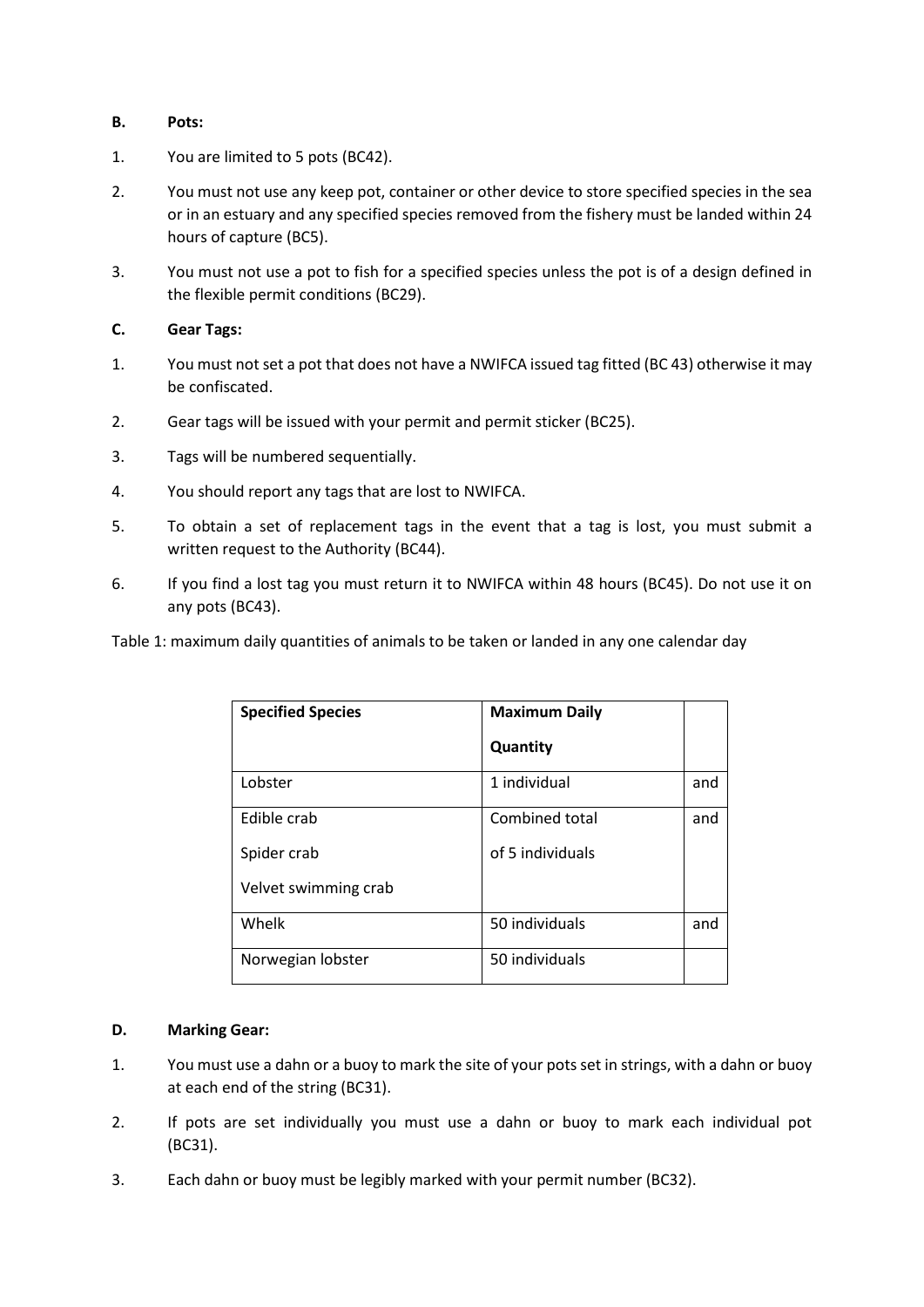**B. Pots:**

1. You are limited to 5 pots (BC42).
2. You must not use any keep pot, container or other device to store specified species in the sea or in an estuary and any specified species removed from the fishery must be landed within 24 hours of capture (BC5).
3. You must not use a pot to fish for a specified species unless the pot is of a design defined in the flexible permit conditions (BC29).

**C. Gear Tags:**

1. You must not set a pot that does not have a NWIFCA issued tag fitted (BC 43) otherwise it may be confiscated.
2. Gear tags will be issued with your permit and permit sticker (BC25).
3. Tags will be numbered sequentially.
4. You should report any tags that are lost to NWIFCA.
5. To obtain a set of replacement tags in the event that a tag is lost, you must submit a written request to the Authority (BC44).
6. If you find a lost tag you must return it to NWIFCA within 48 hours (BC45). Do not use it on any pots (BC43).

Table 1: maximum daily quantities of animals to be taken or landed in any one calendar day

| Specified Species | Maximum Daily Quantity | |
|---|---|---|
| Lobster | 1 individual | and |
| Edible crab<br>Spider crab<br>Velvet swimming crab | Combined total of 5 individuals | and |
| Whelk | 50 individuals | and |
| Norwegian lobster | 50 individuals | |

**D. Marking Gear:**

1. You must use a dahn or a buoy to mark the site of your pots set in strings, with a dahn or buoy at each end of the string (BC31).
2. If pots are set individually you must use a dahn or buoy to mark each individual pot (BC31).
3. Each dahn or buoy must be legibly marked with your permit number (BC32).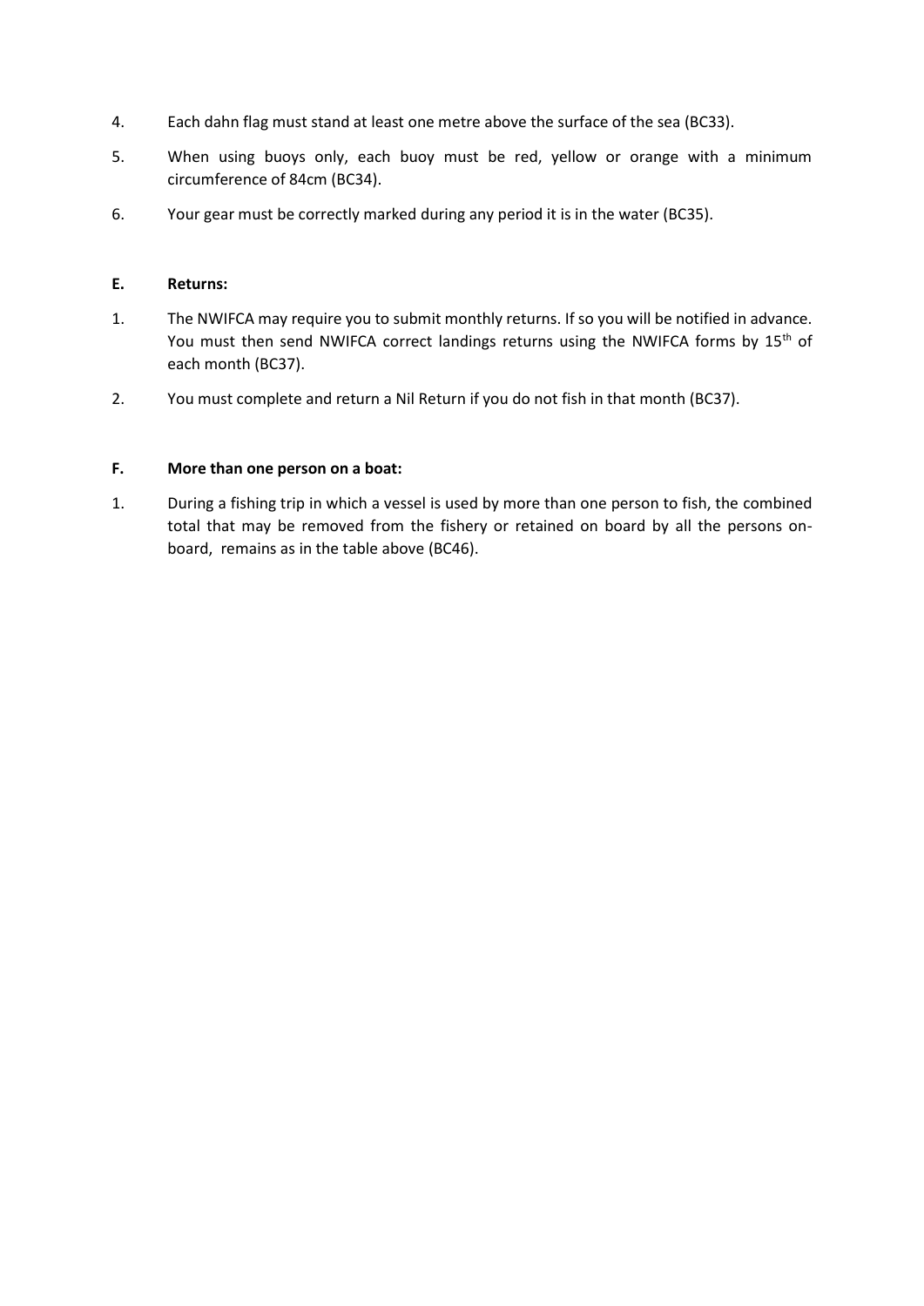4. Each dahn flag must stand at least one metre above the surface of the sea (BC33).

5. When using buoys only, each buoy must be red, yellow or orange with a minimum circumference of 84cm (BC34).

6. Your gear must be correctly marked during any period it is in the water (BC35).

**E. Returns:**

1. The NWIFCA may require you to submit monthly returns. If so you will be notified in advance. You must then send NWIFCA correct landings returns using the NWIFCA forms by 15th of each month (BC37).

2. You must complete and return a Nil Return if you do not fish in that month (BC37).

**F. More than one person on a boat:**

1. During a fishing trip in which a vessel is used by more than one person to fish, the combined total that may be removed from the fishery or retained on board by all the persons on-board, remains as in the table above (BC46).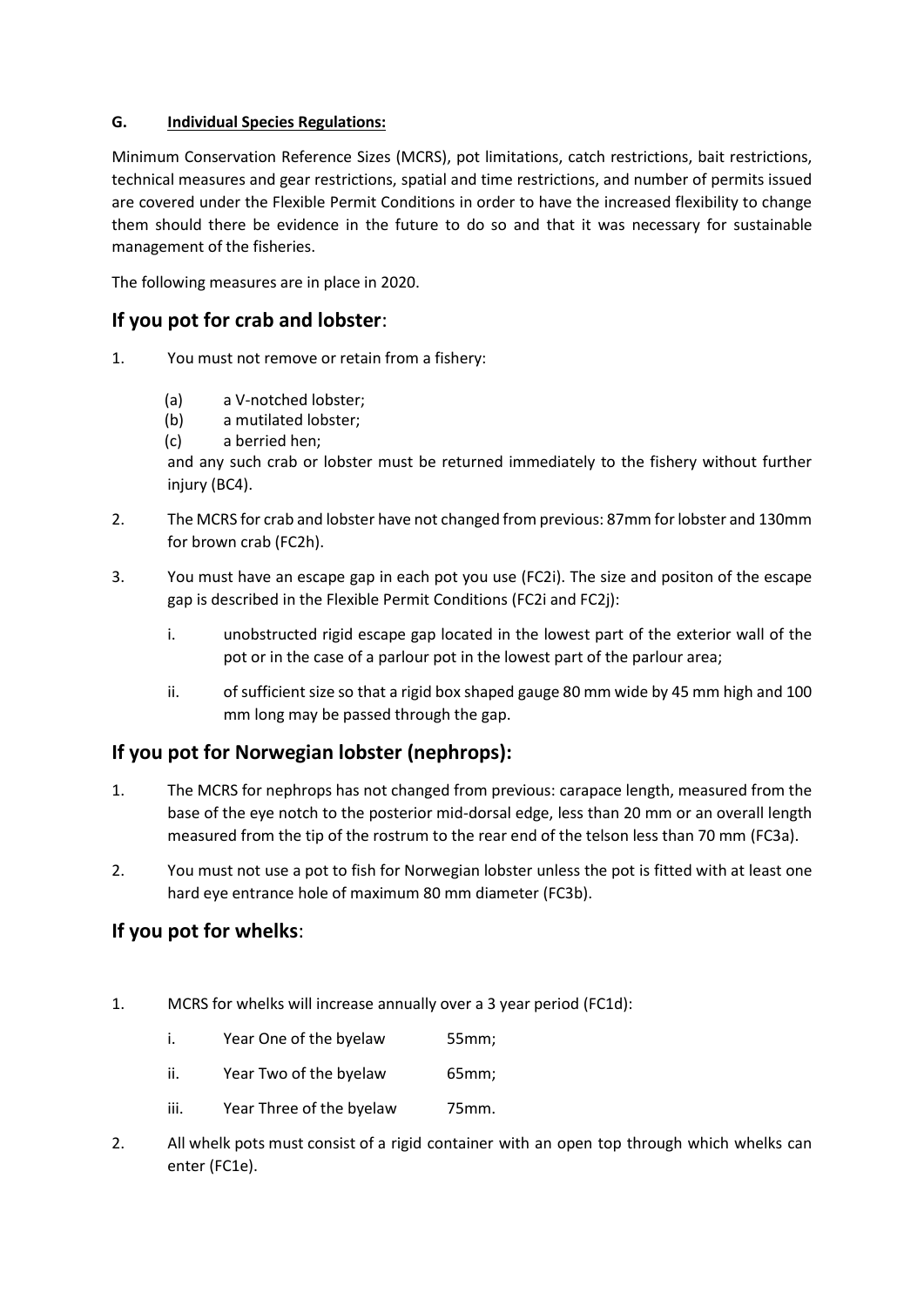## G. Individual Species Regulations:

Minimum Conservation Reference Sizes (MCRS), pot limitations, catch restrictions, bait restrictions, technical measures and gear restrictions, spatial and time restrictions, and number of permits issued are covered under the Flexible Permit Conditions in order to have the increased flexibility to change them should there be evidence in the future to do so and that it was necessary for sustainable management of the fisheries.

The following measures are in place in 2020.

## If you pot for crab and lobster:

1. You must not remove or retain from a fishery:

   (a) a V-notched lobster;
   (b) a mutilated lobster;
   (c) a berried hen;

   and any such crab or lobster must be returned immediately to the fishery without further injury (BC4).

2. The MCRS for crab and lobster have not changed from previous: 87mm for lobster and 130mm for brown crab (FC2h).

3. You must have an escape gap in each pot you use (FC2i). The size and positon of the escape gap is described in the Flexible Permit Conditions (FC2i and FC2j):

   i. unobstructed rigid escape gap located in the lowest part of the exterior wall of the pot or in the case of a parlour pot in the lowest part of the parlour area;

   ii. of sufficient size so that a rigid box shaped gauge 80 mm wide by 45 mm high and 100 mm long may be passed through the gap.

## If you pot for Norwegian lobster (nephrops):

1. The MCRS for nephrops has not changed from previous: carapace length, measured from the base of the eye notch to the posterior mid-dorsal edge, less than 20 mm or an overall length measured from the tip of the rostrum to the rear end of the telson less than 70 mm (FC3a).

2. You must not use a pot to fish for Norwegian lobster unless the pot is fitted with at least one hard eye entrance hole of maximum 80 mm diameter (FC3b).

## If you pot for whelks:

1. MCRS for whelks will increase annually over a 3 year period (FC1d):

   i. Year One of the byelaw 55mm;

   ii. Year Two of the byelaw 65mm;

   iii. Year Three of the byelaw 75mm.

2. All whelk pots must consist of a rigid container with an open top through which whelks can enter (FC1e).